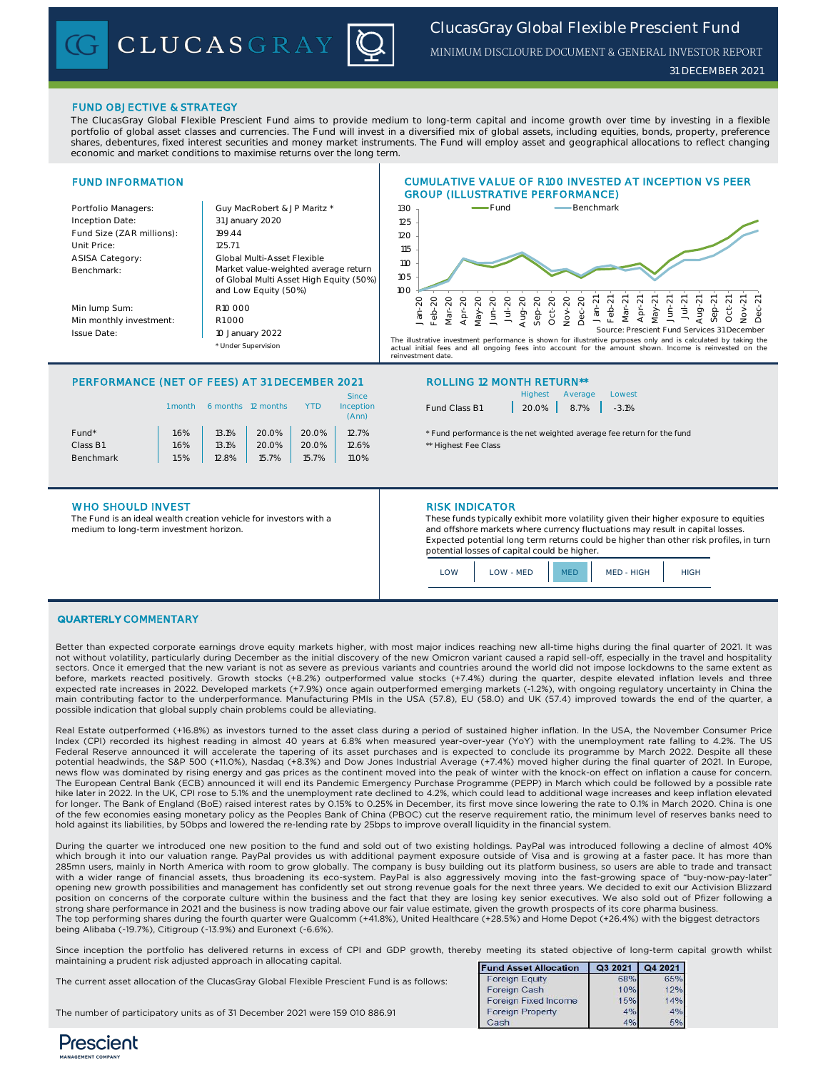# ClucasGray Global Flexible Prescient Fund

MINIMUM DISCLOURE DOCUMENT & GENERAL INVESTOR REPORT

31 DECEMBER 2021

## FUND OBJECTIVE & STRATEGY

The ClucasGray Global Flexible Prescient Fund aims to provide medium to long-term capital and income growth over time by investing in a flexible portfolio of global asset classes and currencies. The Fund will invest in a diversified mix of global assets, including equities, bonds, property, preference shares, debentures, fixed interest securities and money market instruments. The Fund will employ asset and geographical allocations to reflect changing economic and market conditions to maximise returns over the long term.

## FUND INFORMATION

| | |
|---|---|
| Portfolio Managers: | Guy MacRobert & J P Maritz * |
| Inception Date: | 31 January 2020 |
| Fund Size (ZAR millions): | 199.44 |
| Unit Price: | 125.71 |
| ASISA Category: | Global Multi-Asset Flexible |
| Benchmark: | Market value-weighted average return of Global Multi Asset High Equity (50%) and Low Equity (50%) |
| Min lump Sum: | R10 000 |
| Min monthly investment: | R1 000 |
| Issue Date: | 10 January 2022 |

\* Under Supervision

## CUMULATIVE VALUE OF R100 INVESTED AT INCEPTION VS PEER GROUP (ILLUSTRATIVE PERFORMANCE)

Source: Prescient Fund Services 31 December

The illustrative investment performance is shown for illustrative purposes only and is calculated by taking the actual initial fees and all ongoing fees into account for the amount shown. Income is reinvested on the reinvestment date.

## PERFORMANCE (NET OF FEES) AT 31 DECEMBER 2021

| | 1 month | 6 months | 12 months | YTD | Since Inception (Ann) |
|---|---|---|---|---|---|
| Fund* | 1.6% | 13.1% | 20.0% | 20.0% | 12.7% |
| Class B1 | 1.6% | 13.1% | 20.0% | 20.0% | 12.6% |
| Benchmark | 1.5% | 12.8% | 15.7% | 15.7% | 11.0% |

## ROLLING 12 MONTH RETURN**

| | Highest | Average | Lowest |
|---|---|---|---|
| Fund Class B1 | 20.0% | 8.7% | -3.1% |

\* Fund performance is the net weighted average fee return for the fund

\*\* Highest Fee Class

## WHO SHOULD INVEST

The Fund is an ideal wealth creation vehicle for investors with a medium to long-term investment horizon.

## RISK INDICATOR

These funds typically exhibit more volatility given their higher exposure to equities and offshore markets where currency fluctuations may result in capital losses. Expected potential long term returns could be higher than other risk profiles, in turn potential losses of capital could be higher.

| LOW | LOW - MED | **MED** | MED - HIGH | HIGH |
|---|---|---|---|---|

## QUARTERLY COMMENTARY

Better than expected corporate earnings drove equity markets higher, with most major indices reaching new all-time highs during the final quarter of 2021. It was not without volatility, particularly during December as the initial discovery of the new Omicron variant caused a rapid sell-off, especially in the travel and hospitality sectors. Once it emerged that the new variant is not as severe as previous variants and countries around the world did not impose lockdowns to the same extent as before, markets reacted positively. Growth stocks (+8.2%) outperformed value stocks (+7.4%) during the quarter, despite elevated inflation levels and three expected rate increases in 2022. Developed markets (+7.9%) once again outperformed emerging markets (-1.2%), with ongoing regulatory uncertainty in China the main contributing factor to the underperformance. Manufacturing PMIs in the USA (57.8), EU (58.0) and UK (57.4) improved towards the end of the quarter, a possible indication that global supply chain problems could be alleviating.

Real Estate outperformed (+16.8%) as investors turned to the asset class during a period of sustained higher inflation. In the USA, the November Consumer Price Index (CPI) recorded its highest reading in almost 40 years at 6.8% when measured year-over-year (YoY) with the unemployment rate falling to 4.2%. The US Federal Reserve announced it will accelerate the tapering of its asset purchases and is expected to conclude its programme by March 2022. Despite all these potential headwinds, the S&P 500 (+11.0%), Nasdaq (+8.3%) and Dow Jones Industrial Average (+7.4%) moved higher during the final quarter of 2021. In Europe, news flow was dominated by rising energy and gas prices as the continent moved into the peak of winter with the knock-on effect on inflation a cause for concern. The European Central Bank (ECB) announced it will end its Pandemic Emergency Purchase Programme (PEPP) in March which could be followed by a possible rate hike later in 2022. In the UK, CPI rose to 5.1% and the unemployment rate declined to 4.2%, which could lead to additional wage increases and keep inflation elevated for longer. The Bank of England (BoE) raised interest rates by 0.15% to 0.25% in December, its first move since lowering the rate to 0.1% in March 2020. China is one of the few economies easing monetary policy as the Peoples Bank of China (PBOC) cut the reserve requirement ratio, the minimum level of reserves banks need to hold against its liabilities, by 50bps and lowered the re-lending rate by 25bps to improve overall liquidity in the financial system.

During the quarter we introduced one new position to the fund and sold out of two existing holdings. PayPal was introduced following a decline of almost 40% which brough it into our valuation range. PayPal provides us with additional payment exposure outside of Visa and is growing at a faster pace. It has more than 285mn users, mainly in North America with room to grow globally. The company is busy building out its platform business, so users are able to trade and transact with a wider range of financial assets, thus broadening its eco-system. PayPal is also aggressively moving into the fast-growing space of “buy-now-pay-later” opening new growth possibilities and management has confidently set out strong revenue goals for the next three years. We decided to exit our Activision Blizzard position on concerns of the corporate culture within the business and the fact that they are losing key senior executives. We also sold out of Pfizer following a strong share performance in 2021 and the business is now trading above our fair value estimate, given the growth prospects of its core pharma business. The top performing shares during the fourth quarter were Qualcomm (+41.8%), United Healthcare (+28.5%) and Home Depot (+26.4%) with the biggest detractors being Alibaba (-19.7%), Citigroup (-13.9%) and Euronext (-6.6%).

Since inception the portfolio has delivered returns in excess of CPI and GDP growth, thereby meeting its stated objective of long-term capital growth whilst maintaining a prudent risk adjusted approach in allocating capital.

The current asset allocation of the ClucasGray Global Flexible Prescient Fund is as follows:

| Fund Asset Allocation | Q3 2021 | Q4 2021 |
|---|---|---|
| Foreign Equity | 68% | 65% |
| Foreign Cash | 10% | 12% |
| Foreign Fixed Income | 15% | 14% |
| Foreign Property | 4% | 4% |
| Cash | 4% | 5% |

The number of participatory units as of 31 December 2021 were 159 010 886.91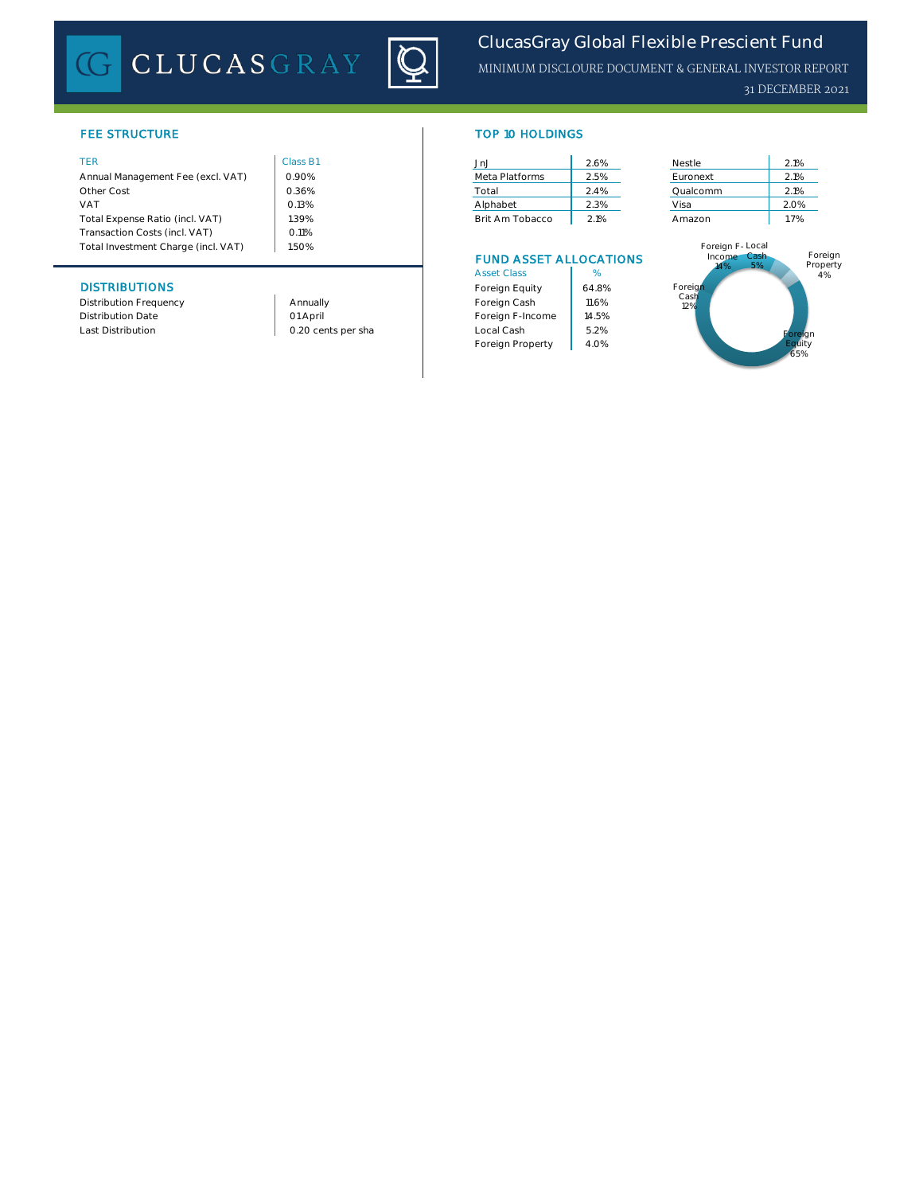# ClucasGray Global Flexible Prescient Fund

MINIMUM DISCLOURE DOCUMENT & GENERAL INVESTOR REPORT

31 DECEMBER 2021

## FEE STRUCTURE

| TER | Class B1 |
|---|---|
| Annual Management Fee (excl. VAT) | 0.90% |
| Other Cost | 0.36% |
| VAT | 0.13% |
| Total Expense Ratio (incl. VAT) | 1.39% |
| Transaction Costs (incl. VAT) | 0.11% |
| Total Investment Charge (incl. VAT) | 1.50% |

## DISTRIBUTIONS

| | |
|---|---|
| Distribution Frequency | Annually |
| Distribution Date | 01 April |
| Last Distribution | 0.20 cents per sha |

## TOP 10 HOLDINGS

| Holding | % | Holding | % |
|---|---|---|---|
| JnJ | 2.6% | Nestle | 2.1% |
| Meta Platforms | 2.5% | Euronext | 2.1% |
| Total | 2.4% | Qualcomm | 2.1% |
| Alphabet | 2.3% | Visa | 2.0% |
| Brit Am Tobacco | 2.1% | Amazon | 1.7% |

## FUND ASSET ALLOCATIONS

| Asset Class | % |
|---|---|
| Foreign Equity | 64.8% |
| Foreign Cash | 11.6% |
| Foreign F-Income | 14.5% |
| Local Cash | 5.2% |
| Foreign Property | 4.0% |

Foreign F-Income 14%, Local Cash 5%, Foreign Property 4%, Foreign Cash 12%, Foreign Equity 65%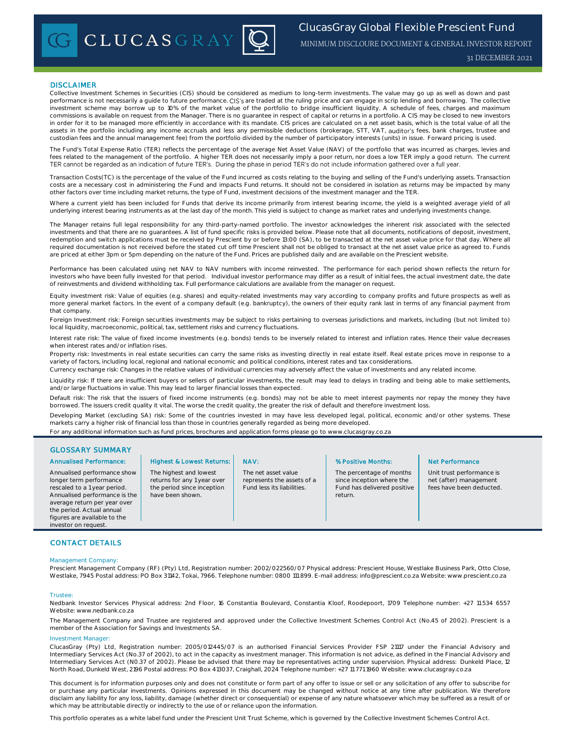# ClucasGray Global Flexible Prescient Fund

MINIMUM DISCLOURE DOCUMENT & GENERAL INVESTOR REPORT

31 DECEMBER 2021

## DISCLAIMER

Collective Investment Schemes in Securities (CIS) should be considered as medium to long-term investments. The value may go up as well as down and past performance is not necessarily a guide to future performance. CIS's are traded at the ruling price and can engage in scrip lending and borrowing. The collective investment scheme may borrow up to 10% of the market value of the portfolio to bridge insufficient liquidity. A schedule of fees, charges and maximum commissions is available on request from the Manager. There is no guarantee in respect of capital or returns in a portfolio. A CIS may be closed to new investors in order for it to be managed more efficiently in accordance with its mandate. CIS prices are calculated on a net asset basis, which is the total value of all the assets in the portfolio including any income accruals and less any permissible deductions (brokerage, STT, VAT, auditor's fees, bank charges, trustee and custodian fees and the annual management fee) from the portfolio divided by the number of participatory interests (units) in issue. Forward pricing is used.

The Fund's Total Expense Ratio (TER) reflects the percentage of the average Net Asset Value (NAV) of the portfolio that was incurred as charges, levies and fees related to the management of the portfolio. A higher TER does not necessarily imply a poor return, nor does a low TER imply a good return. The current TER cannot be regarded as an indication of future TER's. During the phase in period TER's do not include information gathered over a full year.

Transaction Costs(TC) is the percentage of the value of the Fund incurred as costs relating to the buying and selling of the Fund's underlying assets. Transaction costs are a necessary cost in administering the Fund and impacts Fund returns. It should not be considered in isolation as returns may be impacted by many other factors over time including market returns, the type of Fund, investment decisions of the investment manager and the TER.

Where a current yield has been included for Funds that derive its income primarily from interest bearing income, the yield is a weighted average yield of all underlying interest bearing instruments as at the last day of the month. This yield is subject to change as market rates and underlying investments change.

The Manager retains full legal responsibility for any third-party-named portfolio. The investor acknowledges the inherent risk associated with the selected investments and that there are no guarantees. A list of fund specific risks is provided below. Please note that all documents, notifications of deposit, investment, redemption and switch applications must be received by Prescient by or before 13:00 (SA), to be transacted at the net asset value price for that day. Where all required documentation is not received before the stated cut off time Prescient shall not be obliged to transact at the net asset value price as agreed to. Funds are priced at either 3pm or 5pm depending on the nature of the Fund. Prices are published daily and are available on the Prescient website.

Performance has been calculated using net NAV to NAV numbers with income reinvested. The performance for each period shown reflects the return for investors who have been fully invested for that period. Individual investor performance may differ as a result of initial fees, the actual investment date, the date of reinvestments and dividend withholding tax. Full performance calculations are available from the manager on request.

Equity investment risk: Value of equities (e.g. shares) and equity-related investments may vary according to company profits and future prospects as well as more general market factors. In the event of a company default (e.g. bankruptcy), the owners of their equity rank last in terms of any financial payment from that company.

Foreign Investment risk: Foreign securities investments may be subject to risks pertaining to overseas jurisdictions and markets, including (but not limited to) local liquidity, macroeconomic, political, tax, settlement risks and currency fluctuations.

Interest rate risk: The value of fixed income investments (e.g. bonds) tends to be inversely related to interest and inflation rates. Hence their value decreases when interest rates and/or inflation rises.

Property risk: Investments in real estate securities can carry the same risks as investing directly in real estate itself. Real estate prices move in response to a variety of factors, including local, regional and national economic and political conditions, interest rates and tax considerations.

Currency exchange risk: Changes in the relative values of individual currencies may adversely affect the value of investments and any related income.

Liquidity risk: If there are insufficient buyers or sellers of particular investments, the result may lead to delays in trading and being able to make settlements, and/or large fluctuations in value. This may lead to larger financial losses than expected.

Default risk: The risk that the issuers of fixed income instruments (e.g. bonds) may not be able to meet interest payments nor repay the money they have borrowed. The issuers credit quality it vital. The worse the credit quality, the greater the risk of default and therefore investment loss.

Developing Market (excluding SA) risk: Some of the countries invested in may have less developed legal, political, economic and/or other systems. These markets carry a higher risk of financial loss than those in countries generally regarded as being more developed.

For any additional information such as fund prices, brochures and application forms please go to www.clucasgray.co.za

## GLOSSARY SUMMARY

**Annualised Performance:** Annualised performance show longer term performance rescaled to a 1 year period. Annualised performance is the average return per year over the period. Actual annual figures are available to the investor on request.

**Highest & Lowest Returns:** The highest and lowest returns for any 1 year over the period since inception have been shown.

**NAV:** The net asset value represents the assets of a Fund less its liabilities.

**% Positive Months:** The percentage of months since inception where the Fund has delivered positive return.

**Net Performance:** Unit trust performance is net (after) management fees have been deducted.

## CONTACT DETAILS

### Management Company:

Prescient Management Company (RF) (Pty) Ltd, Registration number: 2002/022560/07 Physical address: Prescient House, Westlake Business Park, Otto Close, Westlake, 7945 Postal address: PO Box 31142, Tokai, 7966. Telephone number: 0800 111 899. E-mail address: info@prescient.co.za Website: www.prescient.co.za

### Trustee:

Nedbank Investor Services Physical address: 2nd Floor, 16 Constantia Boulevard, Constantia Kloof, Roodepoort, 1709 Telephone number: +27 11 534 6557 Website: www.nedbank.co.za

The Management Company and Trustee are registered and approved under the Collective Investment Schemes Control Act (No.45 of 2002). Prescient is a member of the Association for Savings and Investments SA.

### Investment Manager:

ClucasGray (Pty) Ltd, Registration number: 2005/012445/07 is an authorised Financial Services Provider FSP 21117 under the Financial Advisory and Intermediary Services Act (No.37 of 2002), to act in the capacity as investment manager. This information is not advice, as defined in the Financial Advisory and Intermediary Services Act (N0.37 of 2002). Please be advised that there may be representatives acting under supervision. Physical address: Dunkeld Place, 12 North Road, Dunkeld West, 2196 Postal address: PO Box 413037, Craighall, 2024 Telephone number: +27 11 771 1960 Website: www.clucasgray.co.za

This document is for information purposes only and does not constitute or form part of any offer to issue or sell or any solicitation of any offer to subscribe for or purchase any particular investments. Opinions expressed in this document may be changed without notice at any time after publication. We therefore disclaim any liability for any loss, liability, damage (whether direct or consequential) or expense of any nature whatsoever which may be suffered as a result of or which may be attributable directly or indirectly to the use of or reliance upon the information.

This portfolio operates as a white label fund under the Prescient Unit Trust Scheme, which is governed by the Collective Investment Schemes Control Act.